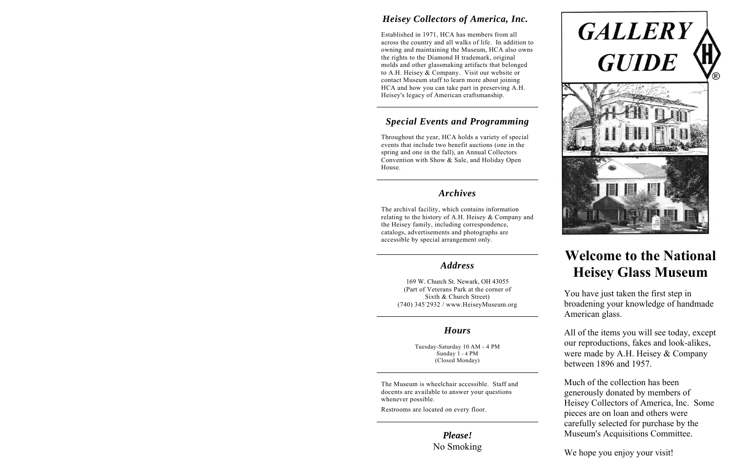## *Heisey Collectors of America, Inc.*

Established in 1971, HCA has members from all across the country and all walks of life. In addition to owning and maintaining the Museum, HCA also owns the rights to the Diamond H trademark, original molds and other glassmaking artifacts that belonged to A.H. Heisey & Company. Visit our website or contact Museum staff to learn more about joining HCA and how you can take part in preserving A.H. Heisey's legacy of American craftsmanship.

## *Special Events and Programming*

Throughout the year, HCA holds a variety of special events that include two benefit auctions (one in the spring and one in the fall), an Annual Collectors Convention with Show & Sale, and Holiday Open House.

## *Archives*

The archival facility, which contains information relating to the history of A.H. Heisey & Company and the Heisey family, including correspondence, catalogs, advertisements and photographs are accessible by special arrangement only.

## *Address*

169 W. Church St. Newark, OH 43055
(Part of Veterans Park at the corner of Sixth & Church Street)
(740) 345-2932 / www.HeiseyMuseum.org

## *Hours*

Tuesday-Saturday 10 AM - 4 PM
Sunday 1 - 4 PM
(Closed Monday)

The Museum is wheelchair accessible. Staff and docents are available to answer your questions whenever possible.

Restrooms are located on every floor.

***Please!***
No Smoking

# *GALLERY GUIDE*

# Welcome to the National Heisey Glass Museum

You have just taken the first step in broadening your knowledge of handmade American glass.

All of the items you will see today, except our reproductions, fakes and look-alikes, were made by A.H. Heisey & Company between 1896 and 1957.

Much of the collection has been generously donated by members of Heisey Collectors of America, Inc. Some pieces are on loan and others were carefully selected for purchase by the Museum's Acquisitions Committee.

We hope you enjoy your visit!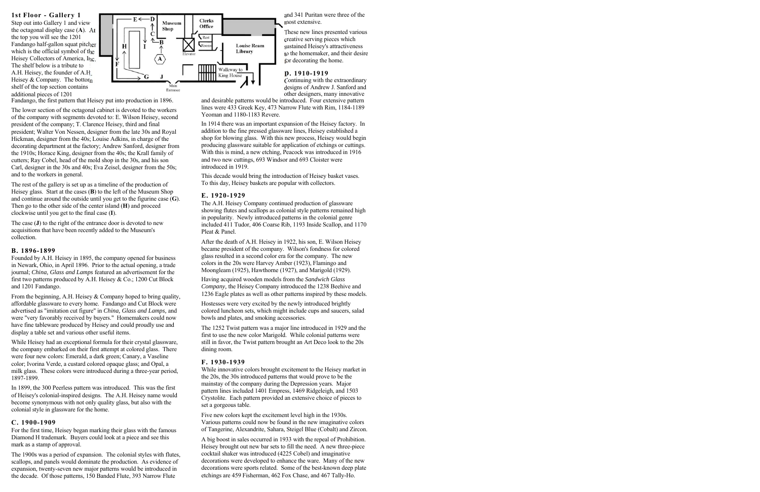## 1st Floor - Gallery 1

Step out into Gallery 1 and view the octagonal display case (**A**). At the top you will see the 1201 Fandango half-gallon squat pitcher which is the official symbol of the Heisey Collectors of America, Inc. The shelf below is a tribute to A.H. Heisey, the founder of A.H. Heisey & Company. The bottom shelf of the top section contains additional pieces of 1201 Fandango, the first pattern that Heisey put into production in 1896.

The lower section of the octagonal cabinet is devoted to the workers of the company with segments devoted to: E. Wilson Heisey, second president of the company; T. Clarence Heisey, third and final president; Walter Von Nessen, designer from the late 30s and Royal Hickman, designer from the 40s; Louise Adkins, in charge of the decorating department at the factory; Andrew Sanford, designer from the 1910s; Horace King, designer from the 40s; the Krall family of cutters; Ray Cobel, head of the mold shop in the 30s, and his son Carl, designer in the 30s and 40s; Eva Zeisel, designer from the 50s; and to the workers in general.

The rest of the gallery is set up as a timeline of the production of Heisey glass. Start at the cases (**B**) to the left of the Museum Shop and continue around the outside until you get to the figurine case (**G**). Then go to the other side of the center island (**H**) and proceed clockwise until you get to the final case (**I**).

The case (**J**) to the right of the entrance door is devoted to new acquisitions that have been recently added to the Museum's collection.

### B. 1896-1899

Founded by A.H. Heisey in 1895, the company opened for business in Newark, Ohio, in April 1896. Prior to the actual opening, a trade journal; *China, Glass and Lamps* featured an advertisement for the first two patterns produced by A.H. Heisey & Co.; 1200 Cut Block and 1201 Fandango.

From the beginning, A.H. Heisey & Company hoped to bring quality, affordable glassware to every home. Fandango and Cut Block were advertised as "imitation cut figure" in *China, Glass and Lamps*, and were "very favorably received by buyers." Homemakers could now have fine tableware produced by Heisey and could proudly use and display a table set and various other useful items.

While Heisey had an exceptional formula for their crystal glassware, the company embarked on their first attempt at colored glass. There were four new colors: Emerald, a dark green; Canary, a Vaseline color; Ivorina Verde, a custard colored opaque glass; and Opal, a milk glass. These colors were introduced during a three-year period, 1897-1899.

In 1899, the 300 Peerless pattern was introduced. This was the first of Heisey's colonial-inspired designs. The A.H. Heisey name would become synonymous with not only quality glass, but also with the colonial style in glassware for the home.

### C. 1900-1909

For the first time, Heisey began marking their glass with the famous Diamond H trademark. Buyers could look at a piece and see this mark as a stamp of approval.

The 1900s was a period of expansion. The colonial styles with flutes, scallops, and panels would dominate the production. As evidence of expansion, twenty-seven new major patterns would be introduced in the decade. Of those patterns, 150 Banded Flute, 393 Narrow Flute and 341 Puritan were three of the most extensive.

These new lines presented various creative serving pieces which sustained Heisey's attractiveness to the homemaker, and their desire for decorating the home.

### D. 1910-1919

Continuing with the extraordinary designs of Andrew J. Sanford and other designers, many innovative and desirable patterns would be introduced. Four extensive pattern lines were 433 Greek Key, 473 Narrow Flute with Rim, 1184-1189 Yeoman and 1180-1183 Revere.

In 1914 there was an important expansion of the Heisey factory. In addition to the fine pressed glassware lines, Heisey established a shop for blowing glass. With this new process, Heisey would begin producing glassware suitable for application of etchings or cuttings. With this is mind, a new etching, Peacock was introduced in 1916 and two new cuttings, 693 Windsor and 693 Cloister were introduced in 1919.

This decade would bring the introduction of Heisey basket vases. To this day, Heisey baskets are popular with collectors.

### E. 1920-1929

The A.H. Heisey Company continued production of glassware showing flutes and scallops as colonial style patterns remained high in popularity. Newly introduced patterns in the colonial genre included 411 Tudor, 406 Coarse Rib, 1193 Inside Scallop, and 1170 Pleat & Panel.

After the death of A.H. Heisey in 1922, his son, E. Wilson Heisey became president of the company. Wilson's fondness for colored glass resulted in a second color era for the company. The new colors in the 20s were Harvey Amber (1923), Flamingo and Moongleam (1925), Hawthorne (1927), and Marigold (1929).

Having acquired wooden models from the *Sandwich Glass Company*, the Heisey Company introduced the 1238 Beehive and 1236 Eagle plates as well as other patterns inspired by these models.

Hostesses were very excited by the newly introduced brightly colored luncheon sets, which might include cups and saucers, salad bowls and plates, and smoking accessories.

The 1252 Twist pattern was a major line introduced in 1929 and the first to use the new color Marigold. While colonial patterns were still in favor, the Twist pattern brought an Art Deco look to the 20s dining room.

### F. 1930-1939

While innovative colors brought excitement to the Heisey market in the 20s, the 30s introduced patterns that would prove to be the mainstay of the company during the Depression years. Major pattern lines included 1401 Empress, 1469 Ridgeleigh, and 1503 Crystolite. Each pattern provided an extensive choice of pieces to set a gorgeous table.

Five new colors kept the excitement level high in the 1930s. Various patterns could now be found in the new imaginative colors of Tangerine, Alexandrite, Sahara, Steigel Blue (Cobalt) and Zircon.

A big boost in sales occurred in 1933 with the repeal of Prohibition. Heisey brought out new bar sets to fill the need. A new three-piece cocktail shaker was introduced (4225 Cobel) and imaginative decorations were developed to enhance the ware. Many of the new decorations were sports related. Some of the best-known deep plate etchings are 459 Fisherman, 462 Fox Chase, and 467 Tally-Ho.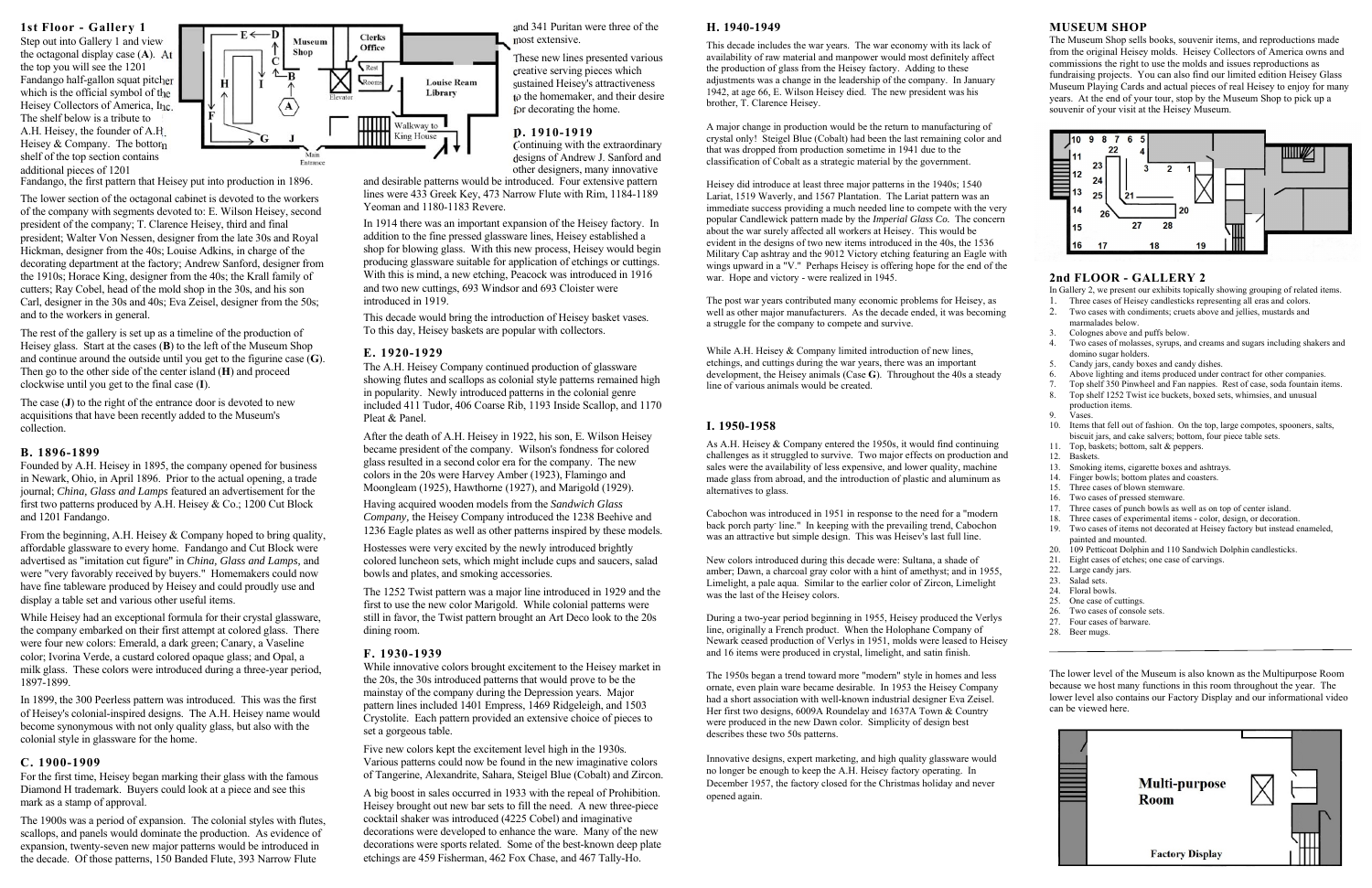## 1st Floor - Gallery 1

Step out into Gallery 1 and view the octagonal display case (**A**). At the top you will see the 1201 Fandango half-gallon squat pitcher which is the official symbol of the Heisey Collectors of America, Inc. The shelf below is a tribute to A.H. Heisey, the founder of A.H. Heisey & Company. The bottom shelf of the top section contains additional pieces of 1201 Fandango, the first pattern that Heisey put into production in 1896.

The lower section of the octagonal cabinet is devoted to the workers of the company with segments devoted to: E. Wilson Heisey, second president of the company; T. Clarence Heisey, third and final president; Walter Von Nessen, designer from the late 30s and Royal Hickman, designer from the 40s; Louise Adkins, in charge of the decorating department at the factory; Andrew Sanford, designer from the 1910s; Horace King, designer from the 40s; the Krall family of cutters; Ray Cobel, head of the mold shop in the 30s, and his son Carl, designer in the 30s and 40s; Eva Zeisel, designer from the 50s; and to the workers in general.

The rest of the gallery is set up as a timeline of the production of Heisey glass. Start at the cases (**B**) to the left of the Museum Shop and continue around the outside until you get to the figurine case (**G**). Then go to the other side of the center island (**H**) and proceed clockwise until you get to the final case (**I**).

The case (**J**) to the right of the entrance door is devoted to new acquisitions that have been recently added to the Museum's collection.

### B. 1896-1899

Founded by A.H. Heisey in 1895, the company opened for business in Newark, Ohio, in April 1896. Prior to the actual opening, a trade journal; *China, Glass and Lamps* featured an advertisement for the first two patterns produced by A.H. Heisey & Co.; 1200 Cut Block and 1201 Fandango.

From the beginning, A.H. Heisey & Company hoped to bring quality, affordable glassware to every home. Fandango and Cut Block were advertised as "imitation cut figure" in *China, Glass and Lamps*, and were "very favorably received by buyers." Homemakers could now have fine tableware produced by Heisey and could proudly use and display a table set and various other useful items.

While Heisey had an exceptional formula for their crystal glassware, the company embarked on their first attempt at colored glass. There were four new colors: Emerald, a dark green; Canary, a Vaseline color; Ivorina Verde, a custard colored opaque glass; and Opal, a milk glass. These colors were introduced during a three-year period, 1897-1899.

In 1899, the 300 Peerless pattern was introduced. This was the first of Heisey's colonial-inspired designs. The A.H. Heisey name would become synonymous with not only quality glass, but also with the colonial style in glassware for the home.

### C. 1900-1909

For the first time, Heisey began marking their glass with the famous Diamond H trademark. Buyers could look at a piece and see this mark as a stamp of approval.

The 1900s was a period of expansion. The colonial styles with flutes, scallops, and panels would dominate the production. As evidence of expansion, twenty-seven new major patterns would be introduced in the decade. Of those patterns, 150 Banded Flute, 393 Narrow Flute and 341 Puritan were three of the most extensive.

These new lines presented various creative serving pieces which sustained Heisey's attractiveness to the homemaker, and their desire for decorating the home.

### D. 1910-1919

Continuing with the extraordinary designs of Andrew J. Sanford and other designers, many innovative and desirable patterns would be introduced. Four extensive pattern lines were 433 Greek Key, 473 Narrow Flute with Rim, 1184-1189 Yeoman and 1180-1183 Revere.

In 1914 there was an important expansion of the Heisey factory. In addition to the fine pressed glassware lines, Heisey established a shop for blowing glass. With this new process, Heisey would begin producing glassware suitable for application of etchings or cuttings. With this is mind, a new etching, Peacock was introduced in 1916 and two new cuttings, 693 Windsor and 693 Cloister were introduced in 1919.

This decade would bring the introduction of Heisey basket vases. To this day, Heisey baskets are popular with collectors.

### E. 1920-1929

The A.H. Heisey Company continued production of glassware showing flutes and scallops as colonial style patterns remained high in popularity. Newly introduced patterns in the colonial genre included 411 Tudor, 406 Coarse Rib, 1193 Inside Scallop, and 1170 Pleat & Panel.

After the death of A.H. Heisey in 1922, his son, E. Wilson Heisey became president of the company. Wilson's fondness for colored glass resulted in a second color era for the company. The new colors in the 20s were Harvey Amber (1923), Flamingo and Moongleam (1925), Hawthorne (1927), and Marigold (1929).

Having acquired wooden models from the *Sandwich Glass Company*, the Heisey Company introduced the 1238 Beehive and 1236 Eagle plates as well as other patterns inspired by these models.

Hostesses were very excited by the newly introduced brightly colored luncheon sets, which might include cups and saucers, salad bowls and plates, and smoking accessories.

The 1252 Twist pattern was a major line introduced in 1929 and the first to use the new color Marigold. While colonial patterns were still in favor, the Twist pattern brought an Art Deco look to the 20s dining room.

### F. 1930-1939

While innovative colors brought excitement to the Heisey market in the 20s, the 30s introduced patterns that would prove to be the mainstay of the company during the Depression years. Major pattern lines included 1401 Empress, 1469 Ridgeleigh, and 1503 Crystolite. Each pattern provided an extensive choice of pieces to set a gorgeous table.

Five new colors kept the excitement level high in the 1930s. Various patterns could now be found in the new imaginative colors of Tangerine, Alexandrite, Sahara, Steigel Blue (Cobalt) and Zircon.

A big boost in sales occurred in 1933 with the repeal of Prohibition. Heisey brought out new bar sets to fill the need. A new three-piece cocktail shaker was introduced (4225 Cobel) and imaginative decorations were developed to enhance the ware. Many of the new decorations were sports related. Some of the best-known deep plate etchings are 459 Fisherman, 462 Fox Chase, and 467 Tally-Ho.

### H. 1940-1949

This decade includes the war years. The war economy with its lack of availability of raw material and manpower would most definitely affect the production of glass from the Heisey factory. Adding to these adjustments was a change in the leadership of the company. In January 1942, at age 66, E. Wilson Heisey died. The new president was his brother, T. Clarence Heisey.

A major change in production would be the return to manufacturing of crystal only! Steigel Blue (Cobalt) had been the last remaining color and that was dropped from production sometime in 1941 due to the classification of Cobalt as a strategic material by the government.

Heisey did introduce at least three major patterns in the 1940s; 1540 Lariat, 1519 Waverly, and 1567 Plantation. The Lariat pattern was an immediate success providing a much needed line to compete with the very popular Candlewick pattern made by the *Imperial Glass Co.* The concern about the war surely affected all workers at Heisey. This would be evident in the designs of two new items introduced in the 40s, the 1536 Military Cap ashtray and the 9012 Victory etching featuring an Eagle with wings upward in a "V." Perhaps Heisey is offering hope for the end of the war. Hope and victory - were realized in 1945.

The post war years contributed many economic problems for Heisey, as well as other major manufacturers. As the decade ended, it was becoming a struggle for the company to compete and survive.

While A.H. Heisey & Company limited introduction of new lines, etchings, and cuttings during the war years, there was an important development, the Heisey animals (Case **G**). Throughout the 40s a steady line of various animals would be created.

### I. 1950-1958

As A.H. Heisey & Company entered the 1950s, it would find continuing challenges as it struggled to survive. Two major effects on production and sales were the availability of less expensive, and lower quality, machine made glass from abroad, and the introduction of plastic and aluminum as alternatives to glass.

Cabochon was introduced in 1951 in response to the need for a "modern back porch party line." In keeping with the prevailing trend, Cabochon was an attractive but simple design. This was Heisey's last full line.

New colors introduced during this decade were: Sultana, a shade of amber; Dawn, a charcoal gray color with a hint of amethyst; and in 1955, Limelight, a pale aqua. Similar to the earlier color of Zircon, Limelight was the last of the Heisey colors.

During a two-year period beginning in 1955, Heisey produced the Verlys line, originally a French product. When the Holophane Company of Newark ceased production of Verlys in 1951, molds were leased to Heisey and 16 items were produced in crystal, limelight, and satin finish.

The 1950s began a trend toward more "modern" style in homes and less ornate, even plain ware became desirable. In 1953 the Heisey Company had a short association with well-known industrial designer Eva Zeisel. Her first two designs, 6009A Roundelay and 1637A Town & Country were produced in the new Dawn color. Simplicity of design best describes these two 50s patterns.

Innovative designs, expert marketing, and high quality glassware would no longer be enough to keep the A.H. Heisey factory operating. In December 1957, the factory closed for the Christmas holiday and never opened again.

## MUSEUM SHOP

The Museum Shop sells books, souvenir items, and reproductions made from the original Heisey molds. Heisey Collectors of America owns and commissions the right to use the molds and issues reproductions as fundraising projects. You can also find our limited edition Heisey Glass Museum Playing Cards and actual pieces of real Heisey to enjoy for many years. At the end of your tour, stop by the Museum Shop to pick up a souvenir of your visit at the Heisey Museum.

## 2nd FLOOR - GALLERY 2

In Gallery 2, we present our exhibits topically showing grouping of related items.

1. Three cases of Heisey candlesticks representing all eras and colors.
2. Two cases with condiments; cruets above and jellies, mustards and marmalades below.
3. Colognes above and puffs below.
4. Two cases of molasses, syrups, and creams and sugars including shakers and domino sugar holders.
5. Candy jars, candy boxes and candy dishes.
6. Above lighting and items produced under contract for other companies.
7. Top shelf 350 Pinwheel and Fan nappies. Rest of case, soda fountain items.
8. Top shelf 1252 Twist ice buckets, boxed sets, whimsies, and unusual production items.
9. Vases.
10. Items that fell out of fashion. On the top, large compotes, spooners, salts, biscuit jars, and cake salvers; bottom, four piece table sets.
11. Top, baskets; bottom, salt & peppers.
12. Baskets.
13. Smoking items, cigarette boxes and ashtrays.
14. Finger bowls; bottom plates and coasters.
15. Three cases of blown stemware.
16. Two cases of pressed stemware.
17. Three cases of punch bowls as well as on top of center island.
18. Three cases of experimental items - color, design, or decoration.
19. Two cases of items not decorated at Heisey factory but instead enameled, painted and mounted.
20. 109 Petticoat Dolphin and 110 Sandwich Dolphin candlesticks.
21. Eight cases of etches; one case of carvings.
22. Large candy jars.
23. Salad sets.
24. Floral bowls.
25. One case of cuttings.
26. Two cases of console sets.
27. Four cases of barware.
28. Beer mugs.

---

The lower level of the Museum is also known as the Multipurpose Room because we host many functions in this room throughout the year. The lower level also contains our Factory Display and our informational video can be viewed here.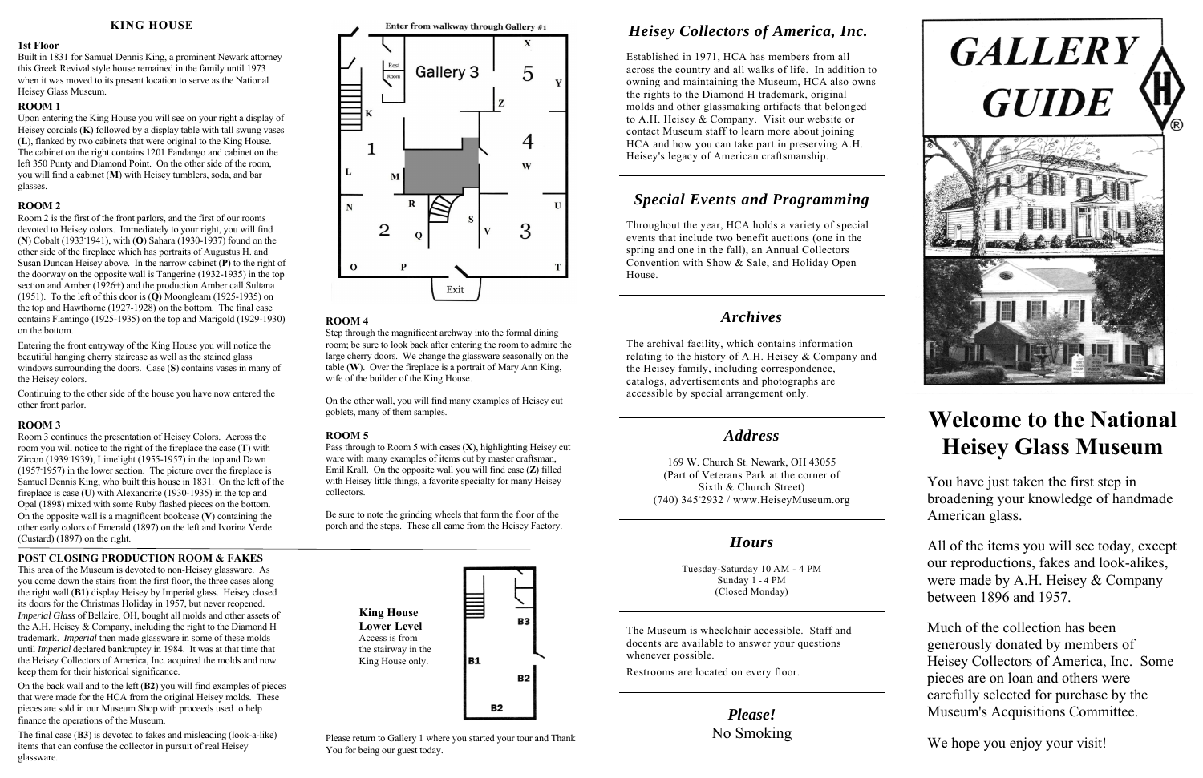## KING HOUSE

### 1st Floor

Built in 1831 for Samuel Dennis King, a prominent Newark attorney this Greek Revival style house remained in the family until 1973 when it was moved to its present location to serve as the National Heisey Glass Museum.

### ROOM 1

Upon entering the King House you will see on your right a display of Heisey cordials (**K**) followed by a display table with tall swung vases (**L**), flanked by two cabinets that were original to the King House. The cabinet on the right contains 1201 Fandango and cabinet on the left 350 Punty and Diamond Point. On the other side of the room, you will find a cabinet (**M**) with Heisey tumblers, soda, and bar glasses.

### ROOM 2

Room 2 is the first of the front parlors, and the first of our rooms devoted to Heisey colors. Immediately to your right, you will find (**N**) Cobalt (1933-1941), with (**O**) Sahara (1930-1937) found on the other side of the fireplace which has portraits of Augustus H. and Susan Duncan Heisey above. In the narrow cabinet (**P**) to the right of the doorway on the opposite wall is Tangerine (1932-1935) in the top section and Amber (1926+) and the production Amber call Sultana (1951). To the left of this door is (**Q**) Moongleam (1925-1935) on the top and Hawthorne (1927-1928) on the bottom. The final case contains Flamingo (1925-1935) on the top and Marigold (1929-1930) on the bottom.

Entering the front entryway of the King House you will notice the beautiful hanging cherry staircase as well as the stained glass windows surrounding the doors. Case (**S**) contains vases in many of the Heisey colors.

Continuing to the other side of the house you have now entered the other front parlor.

### ROOM 3

Room 3 continues the presentation of Heisey Colors. Across the room you will notice to the right of the fireplace the case (**T**) with Zircon (1939-1939), Limelight (1955-1957) in the top and Dawn (1957-1957) in the lower section. The picture over the fireplace is Samuel Dennis King, who built this house in 1831. On the left of the fireplace is case (**U**) with Alexandrite (1930-1935) in the top and Opal (1898) mixed with some Ruby flashed pieces on the bottom. On the opposite wall is a magnificent bookcase (**V**) containing the other early colors of Emerald (1897) on the left and Ivorina Verde (Custard) (1897) on the right.

Enter from walkway through Gallery #1

Gallery 3

Rest Room

Exit

### ROOM 4

Step through the magnificent archway into the formal dining room; be sure to look back after entering the room to admire the large cherry doors. We change the glassware seasonally on the table (**W**). Over the fireplace is a portrait of Mary Ann King, wife of the builder of the King House.

On the other wall, you will find many examples of Heisey cut goblets, many of them samples.

### ROOM 5

Pass through to Room 5 with cases (**X**), highlighting Heisey cut ware with many examples of items cut by master craftsman, Emil Krall. On the opposite wall you will find case (**Z**) filled with Heisey little things, a favorite specialty for many Heisey collectors.

Be sure to note the grinding wheels that form the floor of the porch and the steps. These all came from the Heisey Factory.

### POST CLOSING PRODUCTION ROOM & FAKES

This area of the Museum is devoted to non-Heisey glassware. As you come down the stairs from the first floor, the three cases along the right wall (**B1**) display Heisey by Imperial glass. Heisey closed its doors for the Christmas Holiday in 1957, but never reopened. *Imperial Glass* of Bellaire, OH, bought all molds and other assets of the A.H. Heisey & Company, including the right to the Diamond H trademark. *Imperial* then made glassware in some of these molds until *Imperial* declared bankruptcy in 1984. It was at that time that the Heisey Collectors of America, Inc. acquired the molds and now keep them for their historical significance.

On the back wall and to the left (**B2**) you will find examples of pieces that were made for the HCA from the original Heisey molds. These pieces are sold in our Museum Shop with proceeds used to help finance the operations of the Museum.

The final case (**B3**) is devoted to fakes and misleading (look-a-like) items that can confuse the collector in pursuit of real Heisey glassware.

**King House Lower Level**

Access is from the stairway in the King House only.

Please return to Gallery 1 where you started your tour and Thank You for being our guest today.

## *Heisey Collectors of America, Inc.*

Established in 1971, HCA has members from all across the country and all walks of life. In addition to owning and maintaining the Museum, HCA also owns the rights to the Diamond H trademark, original molds and other glassmaking artifacts that belonged to A.H. Heisey & Company. Visit our website or contact Museum staff to learn more about joining HCA and how you can take part in preserving A.H. Heisey's legacy of American craftsmanship.

## *Special Events and Programming*

Throughout the year, HCA holds a variety of special events that include two benefit auctions (one in the spring and one in the fall), an Annual Collectors Convention with Show & Sale, and Holiday Open House.

## *Archives*

The archival facility, which contains information relating to the history of A.H. Heisey & Company and the Heisey family, including correspondence, catalogs, advertisements and photographs are accessible by special arrangement only.

## *Address*

169 W. Church St. Newark, OH 43055
(Part of Veterans Park at the corner of Sixth & Church Street)
(740) 345-2932 / www.HeiseyMuseum.org

## *Hours*

Tuesday-Saturday 10 AM - 4 PM
Sunday 1 - 4 PM
(Closed Monday)

The Museum is wheelchair accessible. Staff and docents are available to answer your questions whenever possible.

Restrooms are located on every floor.

***Please!***
No Smoking

# GALLERY GUIDE

# Welcome to the National Heisey Glass Museum

You have just taken the first step in broadening your knowledge of handmade American glass.

All of the items you will see today, except our reproductions, fakes and look-alikes, were made by A.H. Heisey & Company between 1896 and 1957.

Much of the collection has been generously donated by members of Heisey Collectors of America, Inc. Some pieces are on loan and others were carefully selected for purchase by the Museum's Acquisitions Committee.

We hope you enjoy your visit!